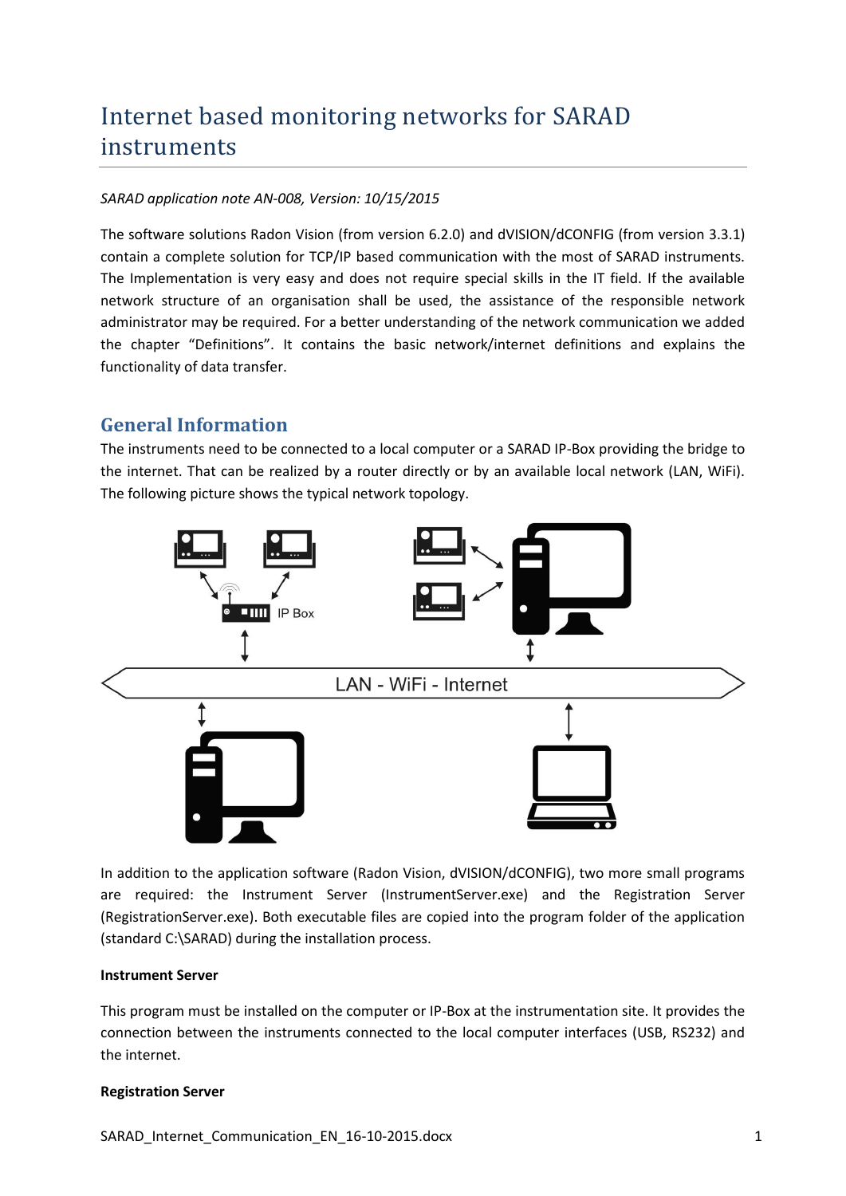# Internet based monitoring networks for SARAD instruments

*SARAD application note AN-008, Version: 10/15/2015*

The software solutions Radon Vision (from version 6.2.0) and dVISION/dCONFIG (from version 3.3.1) contain a complete solution for TCP/IP based communication with the most of SARAD instruments. The Implementation is very easy and does not require special skills in the IT field. If the available network structure of an organisation shall be used, the assistance of the responsible network administrator may be required. For a better understanding of the network communication we added the chapter "Definitions". It contains the basic network/internet definitions and explains the functionality of data transfer.

## General Information

The instruments need to be connected to a local computer or a SARAD IP-Box providing the bridge to the internet. That can be realized by a router directly or by an available local network (LAN, WiFi). The following picture shows the typical network topology.

In addition to the application software (Radon Vision, dVISION/dCONFIG), two more small programs are required: the Instrument Server (InstrumentServer.exe) and the Registration Server (RegistrationServer.exe). Both executable files are copied into the program folder of the application (standard C:\SARAD) during the installation process.

**Instrument Server**

This program must be installed on the computer or IP-Box at the instrumentation site. It provides the connection between the instruments connected to the local computer interfaces (USB, RS232) and the internet.

**Registration Server**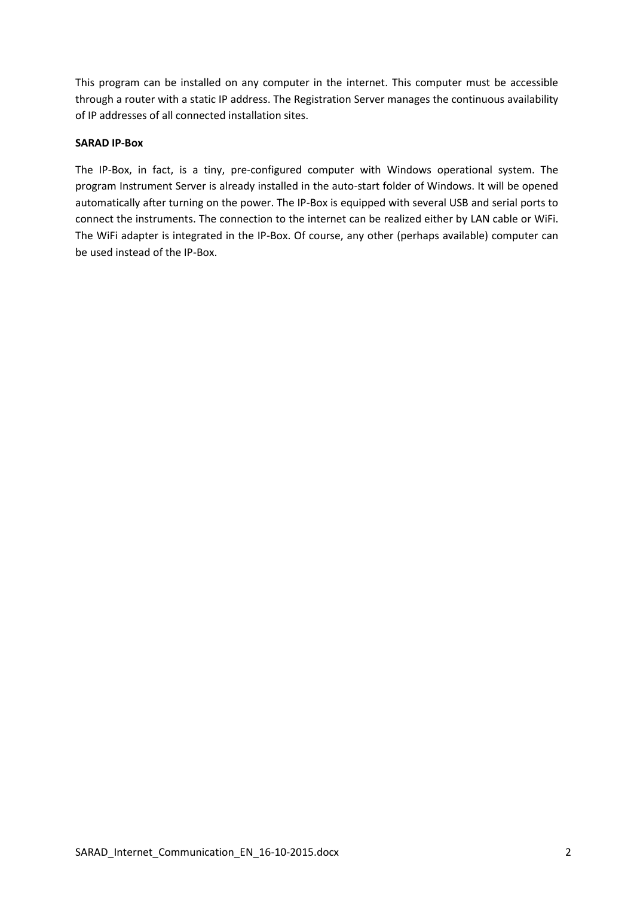This program can be installed on any computer in the internet. This computer must be accessible through a router with a static IP address. The Registration Server manages the continuous availability of IP addresses of all connected installation sites.

**SARAD IP-Box**

The IP-Box, in fact, is a tiny, pre-configured computer with Windows operational system. The program Instrument Server is already installed in the auto-start folder of Windows. It will be opened automatically after turning on the power. The IP-Box is equipped with several USB and serial ports to connect the instruments. The connection to the internet can be realized either by LAN cable or WiFi. The WiFi adapter is integrated in the IP-Box. Of course, any other (perhaps available) computer can be used instead of the IP-Box.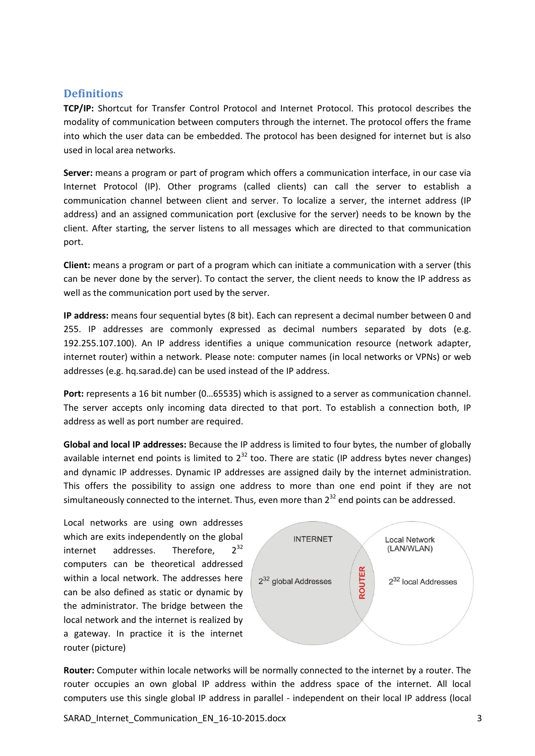## Definitions

**TCP/IP:** Shortcut for Transfer Control Protocol and Internet Protocol. This protocol describes the modality of communication between computers through the internet. The protocol offers the frame into which the user data can be embedded. The protocol has been designed for internet but is also used in local area networks.

**Server:** means a program or part of program which offers a communication interface, in our case via Internet Protocol (IP). Other programs (called clients) can call the server to establish a communication channel between client and server. To localize a server, the internet address (IP address) and an assigned communication port (exclusive for the server) needs to be known by the client. After starting, the server listens to all messages which are directed to that communication port.

**Client:** means a program or part of a program which can initiate a communication with a server (this can be never done by the server). To contact the server, the client needs to know the IP address as well as the communication port used by the server.

**IP address:** means four sequential bytes (8 bit). Each can represent a decimal number between 0 and 255. IP addresses are commonly expressed as decimal numbers separated by dots (e.g. 192.255.107.100). An IP address identifies a unique communication resource (network adapter, internet router) within a network. Please note: computer names (in local networks or VPNs) or web addresses (e.g. hq.sarad.de) can be used instead of the IP address.

**Port:** represents a 16 bit number (0…65535) which is assigned to a server as communication channel. The server accepts only incoming data directed to that port. To establish a connection both, IP address as well as port number are required.

**Global and local IP addresses:** Because the IP address is limited to four bytes, the number of globally available internet end points is limited to $2^{32}$ too. There are static (IP address bytes never changes) and dynamic IP addresses. Dynamic IP addresses are assigned daily by the internet administration. This offers the possibility to assign one address to more than one end point if they are not simultaneously connected to the internet. Thus, even more than $2^{32}$ end points can be addressed.

Local networks are using own addresses which are exits independently on the global internet addresses. Therefore, $2^{32}$ computers can be theoretical addressed within a local network. The addresses here can be also defined as static or dynamic by the administrator. The bridge between the local network and the internet is realized by a gateway. In practice it is the internet router (picture)

INTERNET — $2^{32}$ global Addresses | ROUTER | Local Network (LAN/WLAN) — $2^{32}$ local Addresses

**Router:** Computer within locale networks will be normally connected to the internet by a router. The router occupies an own global IP address within the address space of the internet. All local computers use this single global IP address in parallel - independent on their local IP address (local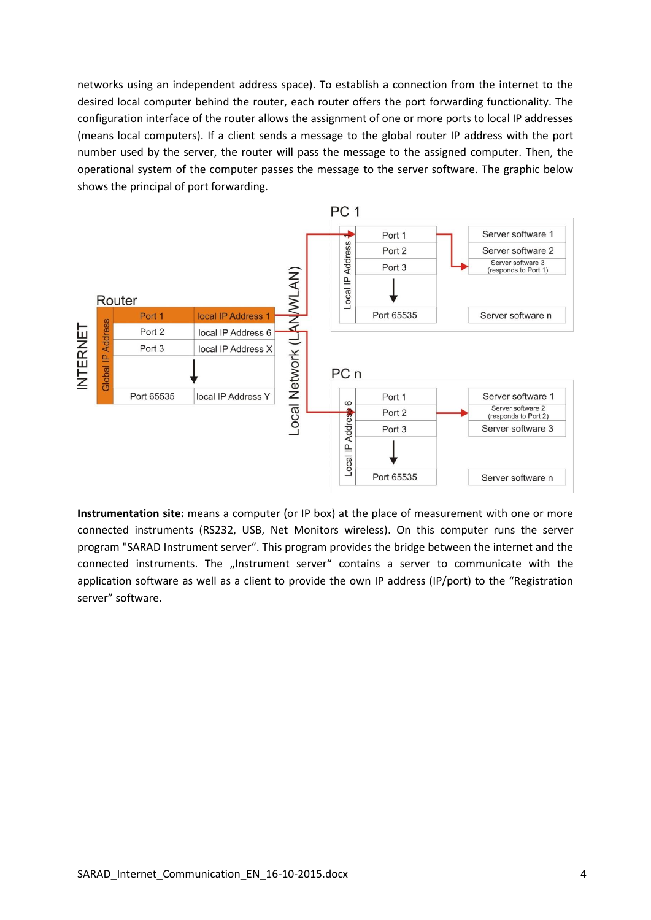networks using an independent address space). To establish a connection from the internet to the desired local computer behind the router, each router offers the port forwarding functionality. The configuration interface of the router allows the assignment of one or more ports to local IP addresses (means local computers). If a client sends a message to the global router IP address with the port number used by the server, the router will pass the message to the assigned computer. Then, the operational system of the computer passes the message to the server software. The graphic below shows the principal of port forwarding.

**Instrumentation site:** means a computer (or IP box) at the place of measurement with one or more connected instruments (RS232, USB, Net Monitors wireless). On this computer runs the server program "SARAD Instrument server". This program provides the bridge between the internet and the connected instruments. The „Instrument server" contains a server to communicate with the application software as well as a client to provide the own IP address (IP/port) to the "Registration server" software.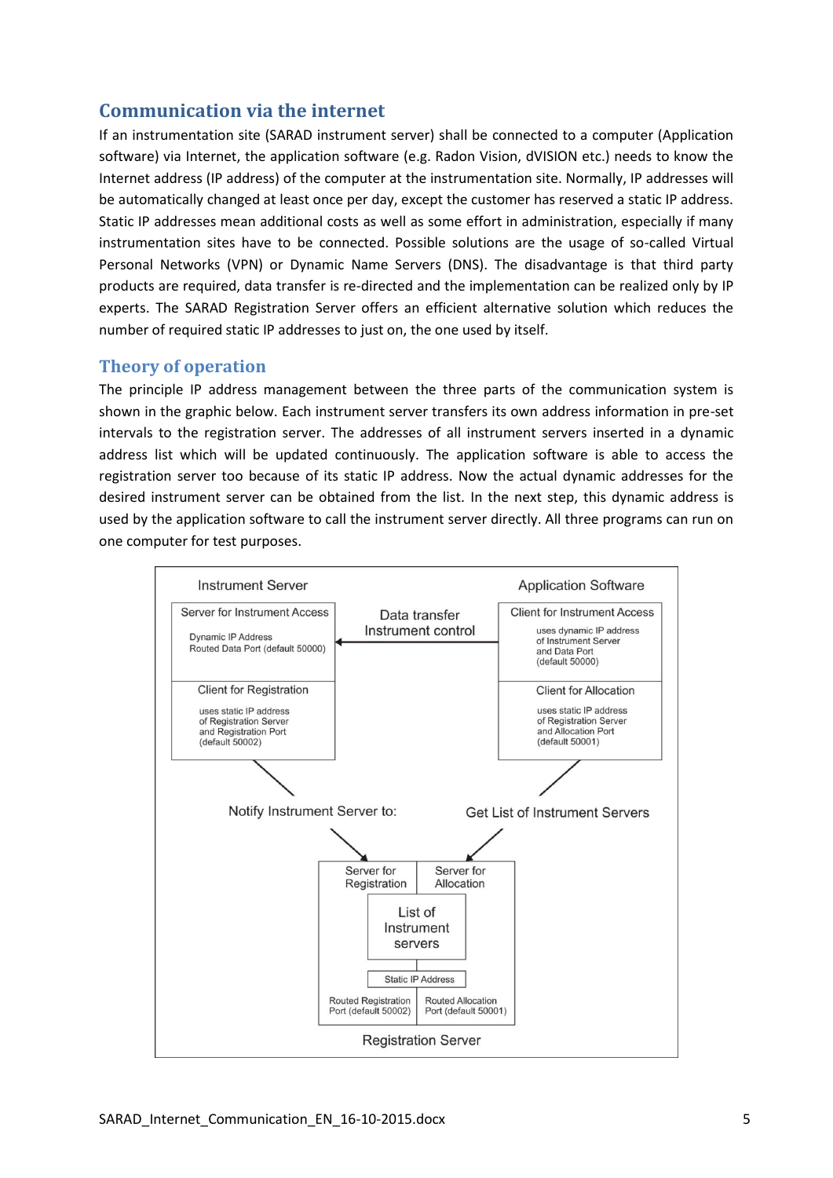## Communication via the internet

If an instrumentation site (SARAD instrument server) shall be connected to a computer (Application software) via Internet, the application software (e.g. Radon Vision, dVISION etc.) needs to know the Internet address (IP address) of the computer at the instrumentation site. Normally, IP addresses will be automatically changed at least once per day, except the customer has reserved a static IP address. Static IP addresses mean additional costs as well as some effort in administration, especially if many instrumentation sites have to be connected. Possible solutions are the usage of so-called Virtual Personal Networks (VPN) or Dynamic Name Servers (DNS). The disadvantage is that third party products are required, data transfer is re-directed and the implementation can be realized only by IP experts. The SARAD Registration Server offers an efficient alternative solution which reduces the number of required static IP addresses to just on, the one used by itself.

## Theory of operation

The principle IP address management between the three parts of the communication system is shown in the graphic below. Each instrument server transfers its own address information in pre-set intervals to the registration server. The addresses of all instrument servers inserted in a dynamic address list which will be updated continuously. The application software is able to access the registration server too because of its static IP address. Now the actual dynamic addresses for the desired instrument server can be obtained from the list. In the next step, this dynamic address is used by the application software to call the instrument server directly. All three programs can run on one computer for test purposes.

Instrument Server

Server for Instrument Access
Dynamic IP Address
Routed Data Port (default 50000)

Client for Registration
uses static IP address of Registration Server and Registration Port (default 50002)

Data transfer
Instrument control

Application Software

Client for Instrument Access
uses dynamic IP address of Instrument Server and Data Port (default 50000)

Client for Allocation
uses static IP address of Registration Server and Allocation Port (default 50001)

Notify Instrument Server to:

Get List of Instrument Servers

Server for Registration

Server for Allocation

List of Instrument servers

Static IP Address

Routed Registration Port (default 50002)

Routed Allocation Port (default 50001)

Registration Server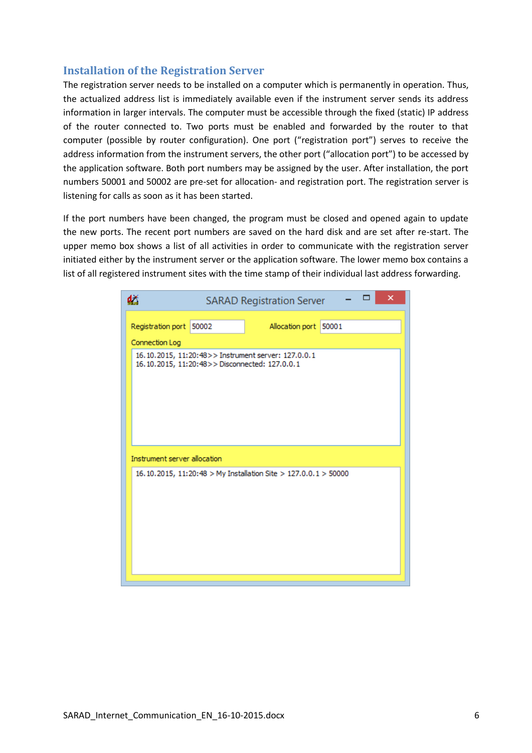## Installation of the Registration Server

The registration server needs to be installed on a computer which is permanently in operation. Thus, the actualized address list is immediately available even if the instrument server sends its address information in larger intervals. The computer must be accessible through the fixed (static) IP address of the router connected to. Two ports must be enabled and forwarded by the router to that computer (possible by router configuration). One port ("registration port") serves to receive the address information from the instrument servers, the other port ("allocation port") to be accessed by the application software. Both port numbers may be assigned by the user. After installation, the port numbers 50001 and 50002 are pre-set for allocation- and registration port. The registration server is listening for calls as soon as it has been started.

If the port numbers have been changed, the program must be closed and opened again to update the new ports. The recent port numbers are saved on the hard disk and are set after re-start. The upper memo box shows a list of all activities in order to communicate with the registration server initiated either by the instrument server or the application software. The lower memo box contains a list of all registered instrument sites with the time stamp of their individual last address forwarding.

SARAD Registration Server

Registration port 50002    Allocation port 50001

Connection Log

16.10.2015, 11:20:48>> Instrument server: 127.0.0.1
16.10.2015, 11:20:48>> Disconnected: 127.0.0.1

Instrument server allocation

16.10.2015, 11:20:48 > My Installation Site > 127.0.0.1 > 50000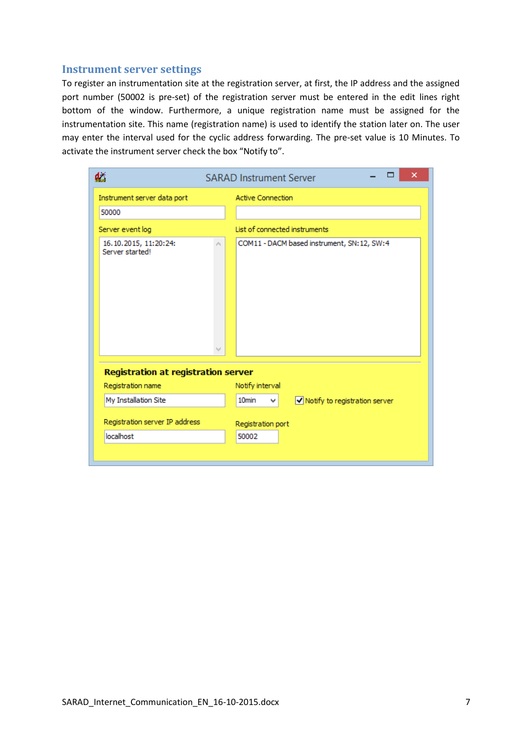## Instrument server settings

To register an instrumentation site at the registration server, at first, the IP address and the assigned port number (50002 is pre-set) of the registration server must be entered in the edit lines right bottom of the window. Furthermore, a unique registration name must be assigned for the instrumentation site. This name (registration name) is used to identify the station later on. The user may enter the interval used for the cyclic address forwarding. The pre-set value is 10 Minutes. To activate the instrument server check the box “Notify to”.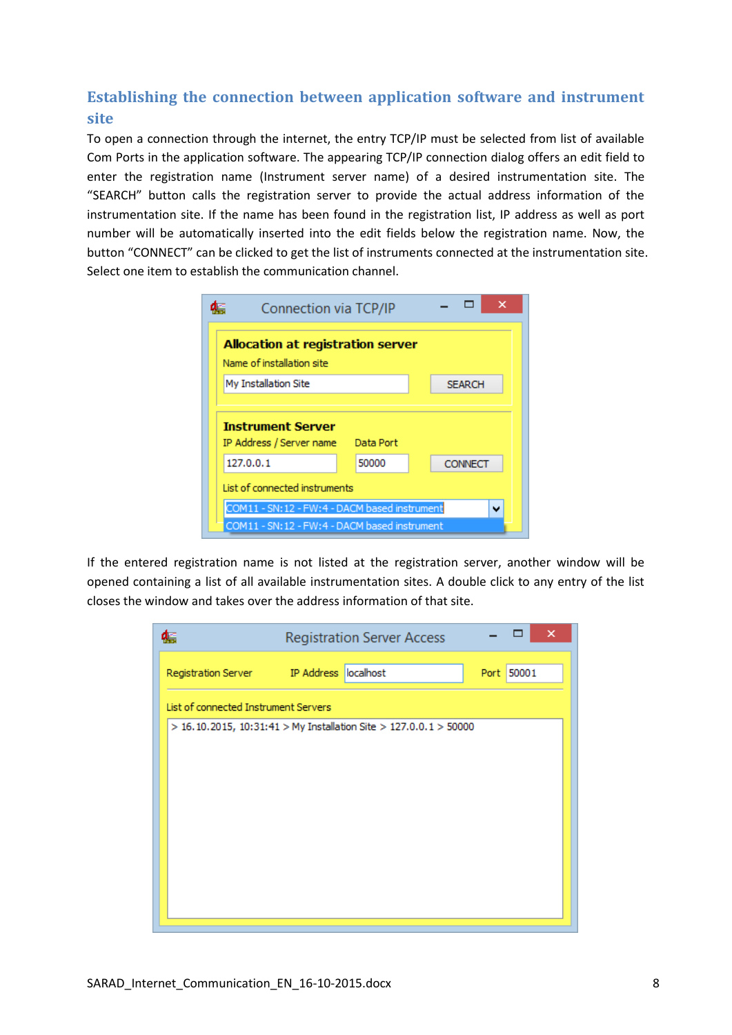## Establishing the connection between application software and instrument site

To open a connection through the internet, the entry TCP/IP must be selected from list of available Com Ports in the application software. The appearing TCP/IP connection dialog offers an edit field to enter the registration name (Instrument server name) of a desired instrumentation site. The "SEARCH" button calls the registration server to provide the actual address information of the instrumentation site. If the name has been found in the registration list, IP address as well as port number will be automatically inserted into the edit fields below the registration name. Now, the button "CONNECT" can be clicked to get the list of instruments connected at the instrumentation site. Select one item to establish the communication channel.

If the entered registration name is not listed at the registration server, another window will be opened containing a list of all available instrumentation sites. A double click to any entry of the list closes the window and takes over the address information of that site.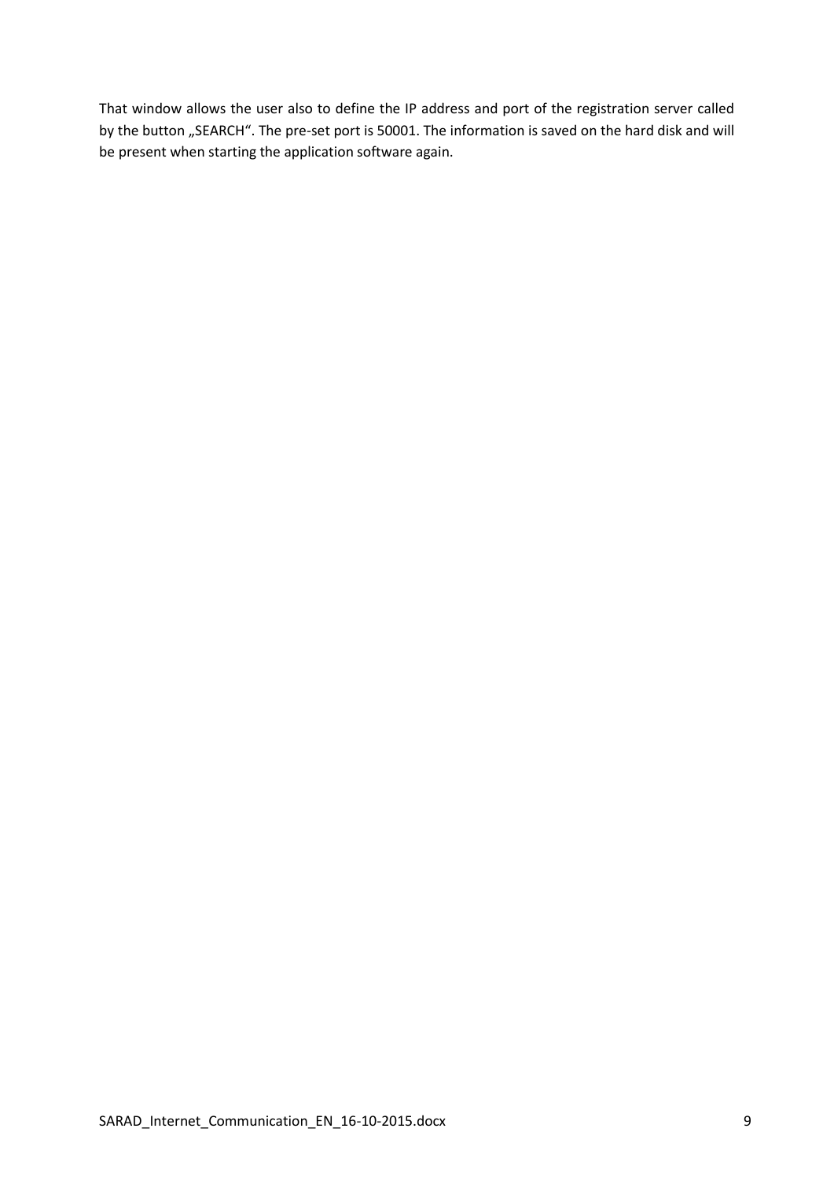That window allows the user also to define the IP address and port of the registration server called by the button „SEARCH“. The pre-set port is 50001. The information is saved on the hard disk and will be present when starting the application software again.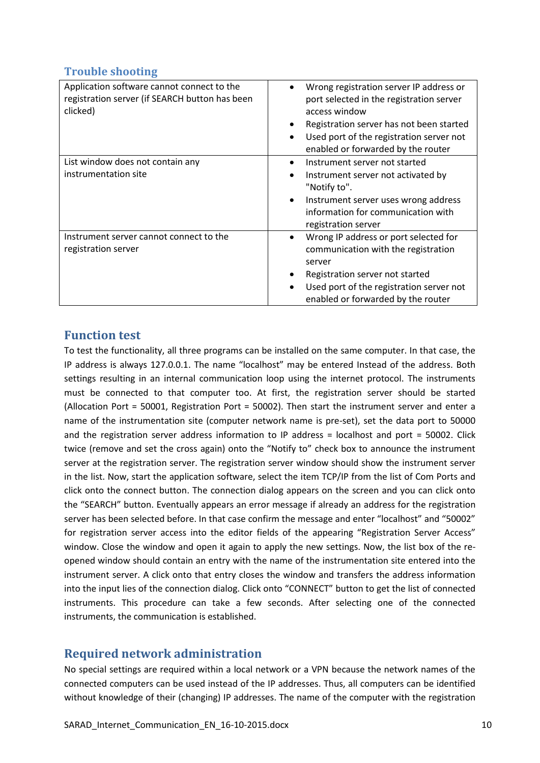## Trouble shooting

| Application software cannot connect to the registration server (if SEARCH button has been clicked) | • Wrong registration server IP address or port selected in the registration server access window<br>• Registration server has not been started<br>• Used port of the registration server not enabled or forwarded by the router |
|---|---|
| List window does not contain any instrumentation site | • Instrument server not started<br>• Instrument server not activated by "Notify to".<br>• Instrument server uses wrong address information for communication with registration server |
| Instrument server cannot connect to the registration server | • Wrong IP address or port selected for communication with the registration server<br>• Registration server not started<br>• Used port of the registration server not enabled or forwarded by the router |

## Function test

To test the functionality, all three programs can be installed on the same computer. In that case, the IP address is always 127.0.0.1. The name “localhost” may be entered Instead of the address. Both settings resulting in an internal communication loop using the internet protocol. The instruments must be connected to that computer too. At first, the registration server should be started (Allocation Port = 50001, Registration Port = 50002). Then start the instrument server and enter a name of the instrumentation site (computer network name is pre-set), set the data port to 50000 and the registration server address information to IP address = localhost and port = 50002. Click twice (remove and set the cross again) onto the “Notify to” check box to announce the instrument server at the registration server. The registration server window should show the instrument server in the list. Now, start the application software, select the item TCP/IP from the list of Com Ports and click onto the connect button. The connection dialog appears on the screen and you can click onto the “SEARCH” button. Eventually appears an error message if already an address for the registration server has been selected before. In that case confirm the message and enter “localhost” and “50002” for registration server access into the editor fields of the appearing “Registration Server Access” window. Close the window and open it again to apply the new settings. Now, the list box of the re-opened window should contain an entry with the name of the instrumentation site entered into the instrument server. A click onto that entry closes the window and transfers the address information into the input lies of the connection dialog. Click onto “CONNECT” button to get the list of connected instruments. This procedure can take a few seconds. After selecting one of the connected instruments, the communication is established.

## Required network administration

No special settings are required within a local network or a VPN because the network names of the connected computers can be used instead of the IP addresses. Thus, all computers can be identified without knowledge of their (changing) IP addresses. The name of the computer with the registration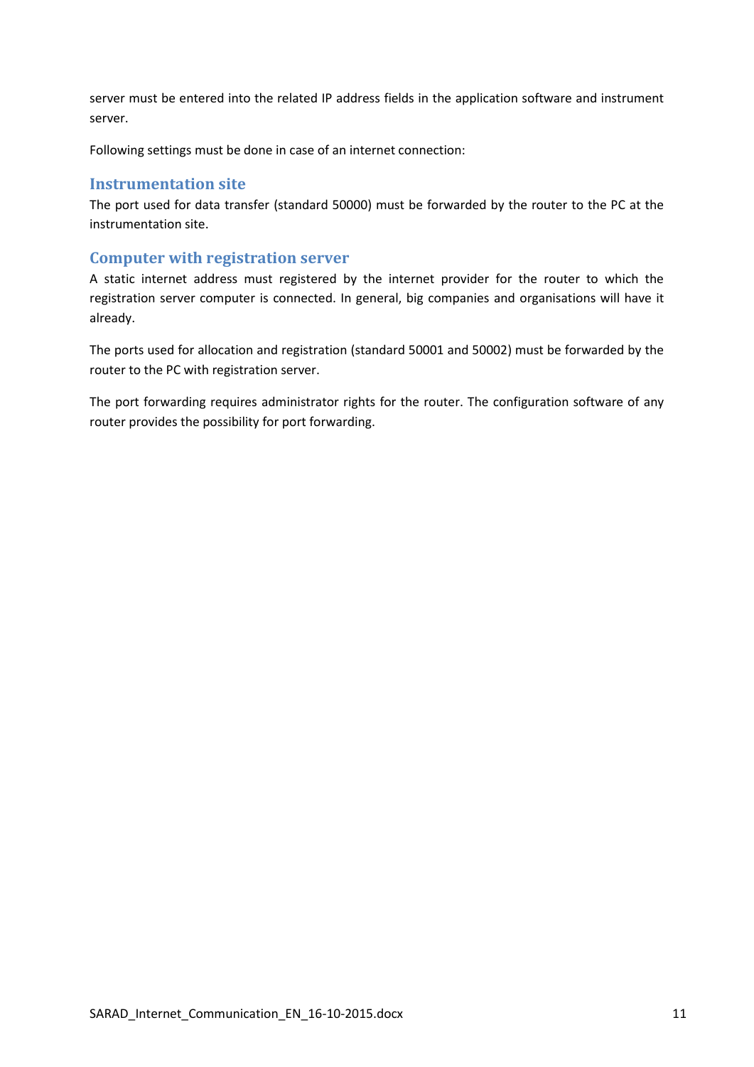server must be entered into the related IP address fields in the application software and instrument server.

Following settings must be done in case of an internet connection:

### Instrumentation site

The port used for data transfer (standard 50000) must be forwarded by the router to the PC at the instrumentation site.

### Computer with registration server

A static internet address must registered by the internet provider for the router to which the registration server computer is connected. In general, big companies and organisations will have it already.

The ports used for allocation and registration (standard 50001 and 50002) must be forwarded by the router to the PC with registration server.

The port forwarding requires administrator rights for the router. The configuration software of any router provides the possibility for port forwarding.